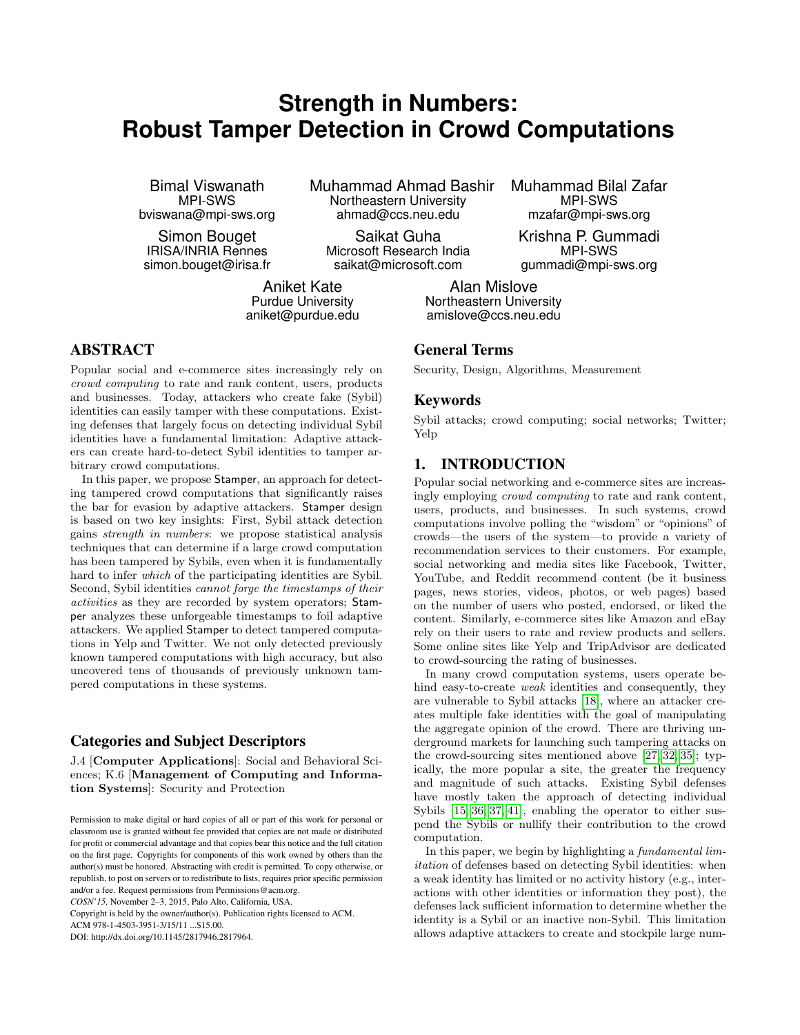# Strength in Numbers: Robust Tamper Detection in Crowd Computations

Bimal Viswanath
MPI-SWS
bviswana@mpi-sws.org

Muhammad Ahmad Bashir
Northeastern University
ahmad@ccs.neu.edu

Muhammad Bilal Zafar
MPI-SWS
mzafar@mpi-sws.org

Simon Bouget
IRISA/INRIA Rennes
simon.bouget@irisa.fr

Saikat Guha
Microsoft Research India
saikat@microsoft.com

Krishna P. Gummadi
MPI-SWS
gummadi@mpi-sws.org

Aniket Kate
Purdue University
aniket@purdue.edu

Alan Mislove
Northeastern University
amislove@ccs.neu.edu

## ABSTRACT

Popular social and e-commerce sites increasingly rely on *crowd computing* to rate and rank content, users, products and businesses. Today, attackers who create fake (Sybil) identities can easily tamper with these computations. Existing defenses that largely focus on detecting individual Sybil identities have a fundamental limitation: Adaptive attackers can create hard-to-detect Sybil identities to tamper arbitrary crowd computations.

In this paper, we propose Stamper, an approach for detecting tampered crowd computations that significantly raises the bar for evasion by adaptive attackers. Stamper design is based on two key insights: First, Sybil attack detection gains *strength in numbers*: we propose statistical analysis techniques that can determine if a large crowd computation has been tampered by Sybils, even when it is fundamentally hard to infer *which* of the participating identities are Sybil. Second, Sybil identities *cannot forge the timestamps of their activities* as they are recorded by system operators; Stamper analyzes these unforgeable timestamps to foil adaptive attackers. We applied Stamper to detect tampered computations in Yelp and Twitter. We not only detected previously known tampered computations with high accuracy, but also uncovered tens of thousands of previously unknown tampered computations in these systems.

### Categories and Subject Descriptors

J.4 [**Computer Applications**]: Social and Behavioral Sciences; K.6 [**Management of Computing and Information Systems**]: Security and Protection

Permission to make digital or hard copies of all or part of this work for personal or classroom use is granted without fee provided that copies are not made or distributed for profit or commercial advantage and that copies bear this notice and the full citation on the first page. Copyrights for components of this work owned by others than the author(s) must be honored. Abstracting with credit is permitted. To copy otherwise, or republish, to post on servers or to redistribute to lists, requires prior specific permission and/or a fee. Request permissions from Permissions@acm.org.
*COSN'15,* November 2–3, 2015, Palo Alto, California, USA.
Copyright is held by the owner/author(s). Publication rights licensed to ACM.
ACM 978-1-4503-3951-3/15/11 ...$15.00.
DOI: http://dx.doi.org/10.1145/2817946.2817964.

### General Terms

Security, Design, Algorithms, Measurement

### Keywords

Sybil attacks; crowd computing; social networks; Twitter; Yelp

## 1. INTRODUCTION

Popular social networking and e-commerce sites are increasingly employing *crowd computing* to rate and rank content, users, products, and businesses. In such systems, crowd computations involve polling the "wisdom" or "opinions" of crowds—the users of the system—to provide a variety of recommendation services to their customers. For example, social networking and media sites like Facebook, Twitter, YouTube, and Reddit recommend content (be it business pages, news stories, videos, photos, or web pages) based on the number of users who posted, endorsed, or liked the content. Similarly, e-commerce sites like Amazon and eBay rely on their users to rate and review products and sellers. Some online sites like Yelp and TripAdvisor are dedicated to crowd-sourcing the rating of businesses.

In many crowd computation systems, users operate behind easy-to-create *weak* identities and consequently, they are vulnerable to Sybil attacks [18], where an attacker creates multiple fake identities with the goal of manipulating the aggregate opinion of the crowd. There are thriving underground markets for launching such tampering attacks on the crowd-sourcing sites mentioned above [27, 32, 35]; typically, the more popular a site, the greater the frequency and magnitude of such attacks. Existing Sybil defenses have mostly taken the approach of detecting individual Sybils [15, 36, 37, 41], enabling the operator to either suspend the Sybils or nullify their contribution to the crowd computation.

In this paper, we begin by highlighting a *fundamental limitation* of defenses based on detecting Sybil identities: when a weak identity has limited or no activity history (e.g., interactions with other identities or information they post), the defenses lack sufficient information to determine whether the identity is a Sybil or an inactive non-Sybil. This limitation allows adaptive attackers to create and stockpile large num-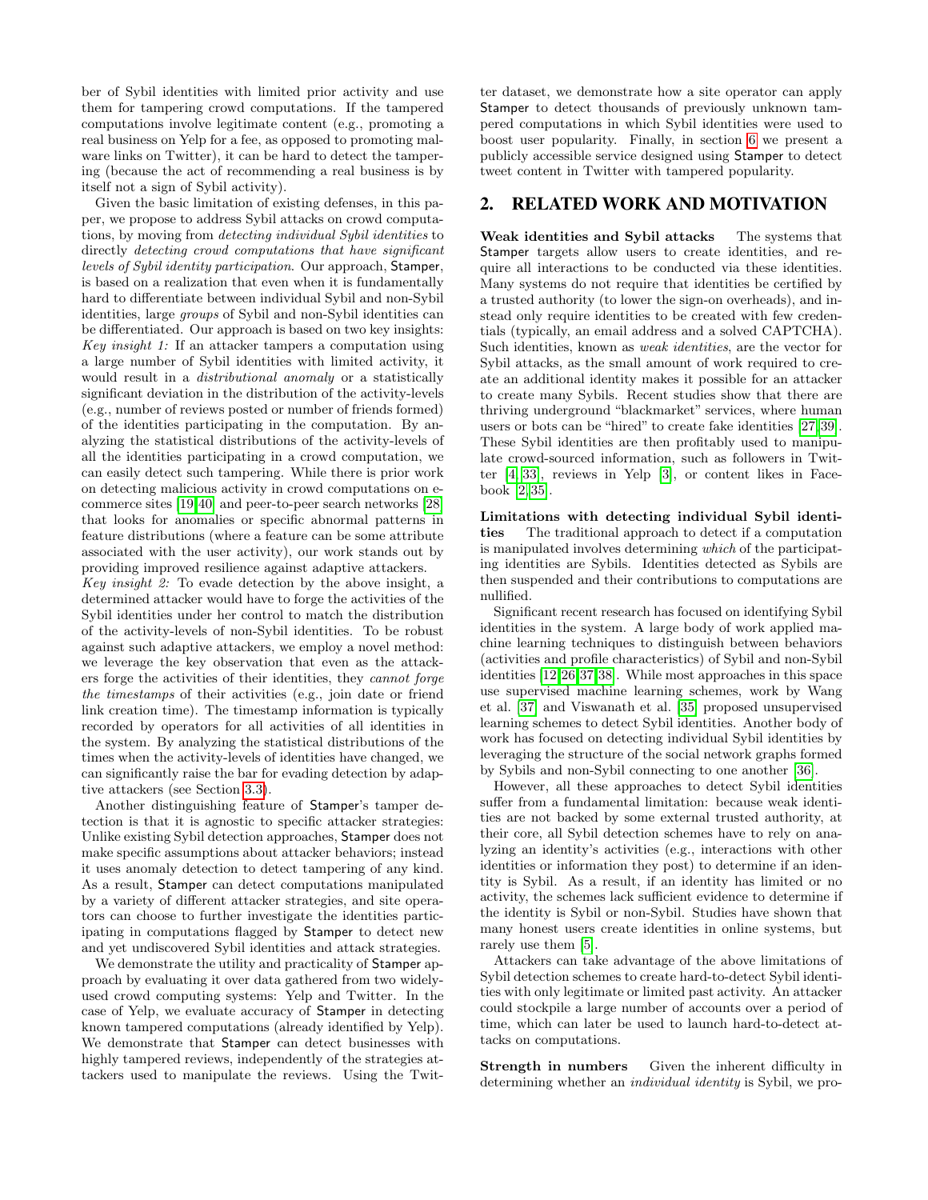ber of Sybil identities with limited prior activity and use them for tampering crowd computations. If the tampered computations involve legitimate content (e.g., promoting a real business on Yelp for a fee, as opposed to promoting malware links on Twitter), it can be hard to detect the tampering (because the act of recommending a real business is by itself not a sign of Sybil activity).

Given the basic limitation of existing defenses, in this paper, we propose to address Sybil attacks on crowd computations, by moving from *detecting individual Sybil identities* to directly *detecting crowd computations that have significant levels of Sybil identity participation*. Our approach, Stamper, is based on a realization that even when it is fundamentally hard to differentiate between individual Sybil and non-Sybil identities, large *groups* of Sybil and non-Sybil identities can be differentiated. Our approach is based on two key insights:

*Key insight 1:* If an attacker tampers a computation using a large number of Sybil identities with limited activity, it would result in a *distributional anomaly* or a statistically significant deviation in the distribution of the activity-levels (e.g., number of reviews posted or number of friends formed) of the identities participating in the computation. By analyzing the statistical distributions of the activity-levels of all the identities participating in a crowd computation, we can easily detect such tampering. While there is prior work on detecting malicious activity in crowd computations on e-commerce sites [19,40] and peer-to-peer search networks [28] that looks for anomalies or specific abnormal patterns in feature distributions (where a feature can be some attribute associated with the user activity), our work stands out by providing improved resilience against adaptive attackers.

*Key insight 2:* To evade detection by the above insight, a determined attacker would have to forge the activities of the Sybil identities under her control to match the distribution of the activity-levels of non-Sybil identities. To be robust against such adaptive attackers, we employ a novel method: we leverage the key observation that even as the attackers forge the activities of their identities, they *cannot forge the timestamps* of their activities (e.g., join date or friend link creation time). The timestamp information is typically recorded by operators for all activities of all identities in the system. By analyzing the statistical distributions of the times when the activity-levels of identities have changed, we can significantly raise the bar for evading detection by adaptive attackers (see Section 3.3).

Another distinguishing feature of Stamper's tamper detection is that it is agnostic to specific attacker strategies: Unlike existing Sybil detection approaches, Stamper does not make specific assumptions about attacker behaviors; instead it uses anomaly detection to detect tampering of any kind. As a result, Stamper can detect computations manipulated by a variety of different attacker strategies, and site operators can choose to further investigate the identities participating in computations flagged by Stamper to detect new and yet undiscovered Sybil identities and attack strategies.

We demonstrate the utility and practicality of Stamper approach by evaluating it over data gathered from two widely-used crowd computing systems: Yelp and Twitter. In the case of Yelp, we evaluate accuracy of Stamper in detecting known tampered computations (already identified by Yelp). We demonstrate that Stamper can detect businesses with highly tampered reviews, independently of the strategies attackers used to manipulate the reviews. Using the Twitter dataset, we demonstrate how a site operator can apply Stamper to detect thousands of previously unknown tampered computations in which Sybil identities were used to boost user popularity. Finally, in section 6 we present a publicly accessible service designed using Stamper to detect tweet content in Twitter with tampered popularity.

## 2. RELATED WORK AND MOTIVATION

**Weak identities and Sybil attacks** The systems that Stamper targets allow users to create identities, and require all interactions to be conducted via these identities. Many systems do not require that identities be certified by a trusted authority (to lower the sign-on overheads), and instead only require identities to be created with few credentials (typically, an email address and a solved CAPTCHA). Such identities, known as *weak identities*, are the vector for Sybil attacks, as the small amount of work required to create an additional identity makes it possible for an attacker to create many Sybils. Recent studies show that there are thriving underground "blackmarket" services, where human users or bots can be "hired" to create fake identities [27,39]. These Sybil identities are then profitably used to manipulate crowd-sourced information, such as followers in Twitter [4,33], reviews in Yelp [3], or content likes in Facebook [2,35].

**Limitations with detecting individual Sybil identities** The traditional approach to detect if a computation is manipulated involves determining *which* of the participating identities are Sybils. Identities detected as Sybils are then suspended and their contributions to computations are nullified.

Significant recent research has focused on identifying Sybil identities in the system. A large body of work applied machine learning techniques to distinguish between behaviors (activities and profile characteristics) of Sybil and non-Sybil identities [12,26,37,38]. While most approaches in this space use supervised machine learning schemes, work by Wang et al. [37] and Viswanath et al. [35] proposed unsupervised learning schemes to detect Sybil identities. Another body of work has focused on detecting individual Sybil identities by leveraging the structure of the social network graphs formed by Sybils and non-Sybil connecting to one another [36].

However, all these approaches to detect Sybil identities suffer from a fundamental limitation: because weak identities are not backed by some external trusted authority, at their core, all Sybil detection schemes have to rely on analyzing an identity's activities (e.g., interactions with other identities or information they post) to determine if an identity is Sybil. As a result, if an identity has limited or no activity, the schemes lack sufficient evidence to determine if the identity is Sybil or non-Sybil. Studies have shown that many honest users create identities in online systems, but rarely use them [5].

Attackers can take advantage of the above limitations of Sybil detection schemes to create hard-to-detect Sybil identities with only legitimate or limited past activity. An attacker could stockpile a large number of accounts over a period of time, which can later be used to launch hard-to-detect attacks on computations.

**Strength in numbers** Given the inherent difficulty in determining whether an *individual identity* is Sybil, we pro-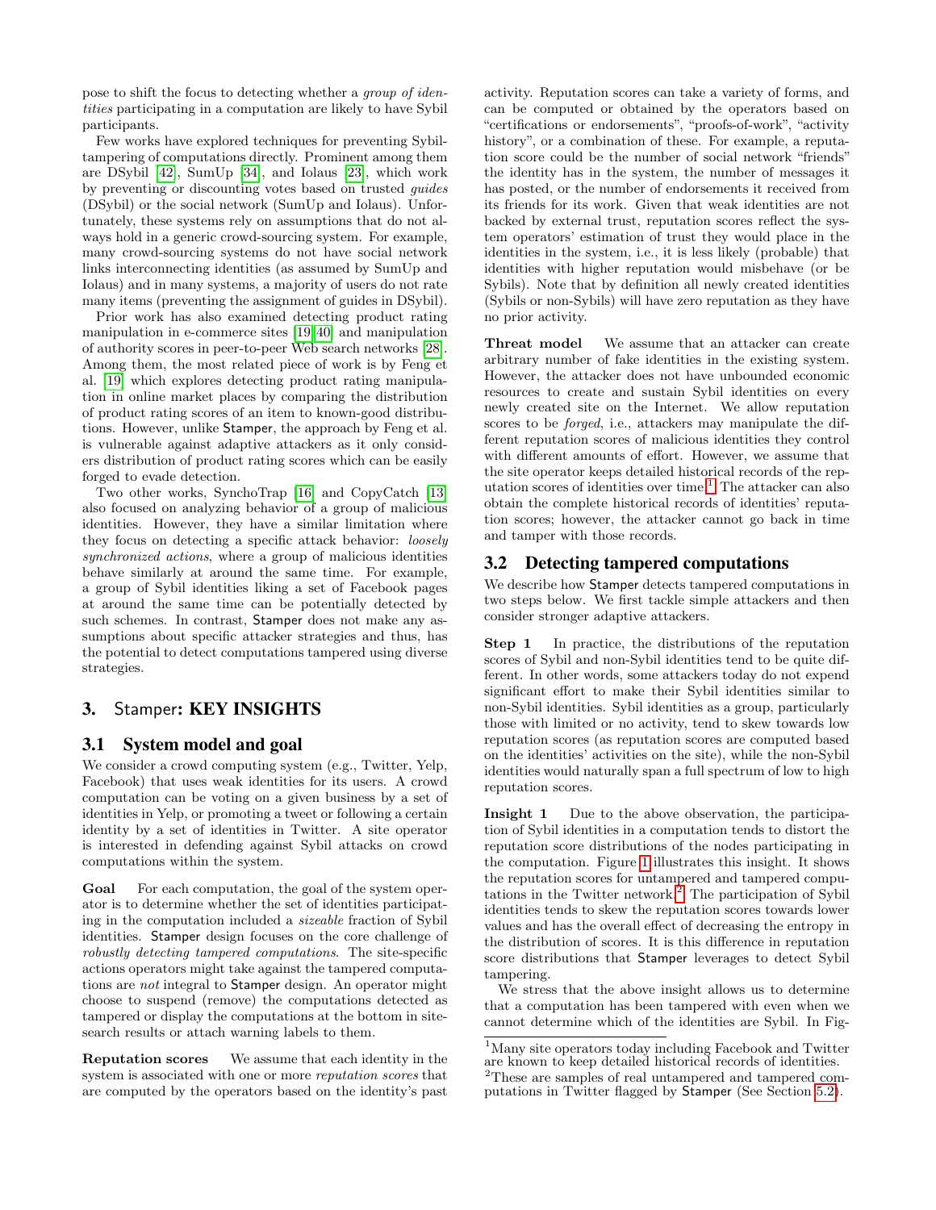pose to shift the focus to detecting whether a *group of identities* participating in a computation are likely to have Sybil participants.

Few works have explored techniques for preventing Sybil-tampering of computations directly. Prominent among them are DSybil [42], SumUp [34], and Iolaus [23], which work by preventing or discounting votes based on trusted *guides* (DSybil) or the social network (SumUp and Iolaus). Unfortunately, these systems rely on assumptions that do not always hold in a generic crowd-sourcing system. For example, many crowd-sourcing systems do not have social network links interconnecting identities (as assumed by SumUp and Iolaus) and in many systems, a majority of users do not rate many items (preventing the assignment of guides in DSybil).

Prior work has also examined detecting product rating manipulation in e-commerce sites [19,40] and manipulation of authority scores in peer-to-peer Web search networks [28]. Among them, the most related piece of work is by Feng et al. [19] which explores detecting product rating manipulation in online market places by comparing the distribution of product rating scores of an item to known-good distributions. However, unlike Stamper, the approach by Feng et al. is vulnerable against adaptive attackers as it only considers distribution of product rating scores which can be easily forged to evade detection.

Two other works, SynchoTrap [16] and CopyCatch [13] also focused on analyzing behavior of a group of malicious identities. However, they have a similar limitation where they focus on detecting a specific attack behavior: *loosely synchronized actions*, where a group of malicious identities behave similarly at around the same time. For example, a group of Sybil identities liking a set of Facebook pages at around the same time can be potentially detected by such schemes. In contrast, Stamper does not make any assumptions about specific attacker strategies and thus, has the potential to detect computations tampered using diverse strategies.

## 3. Stamper: KEY INSIGHTS

### 3.1 System model and goal

We consider a crowd computing system (e.g., Twitter, Yelp, Facebook) that uses weak identities for its users. A crowd computation can be voting on a given business by a set of identities in Yelp, or promoting a tweet or following a certain identity by a set of identities in Twitter. A site operator is interested in defending against Sybil attacks on crowd computations within the system.

**Goal** For each computation, the goal of the system operator is to determine whether the set of identities participating in the computation included a *sizeable* fraction of Sybil identities. Stamper design focuses on the core challenge of *robustly detecting tampered computations*. The site-specific actions operators might take against the tampered computations are *not* integral to Stamper design. An operator might choose to suspend (remove) the computations detected as tampered or display the computations at the bottom in site-search results or attach warning labels to them.

**Reputation scores** We assume that each identity in the system is associated with one or more *reputation scores* that are computed by the operators based on the identity's past activity. Reputation scores can take a variety of forms, and can be computed or obtained by the operators based on "certifications or endorsements", "proofs-of-work", "activity history", or a combination of these. For example, a reputation score could be the number of social network "friends" the identity has in the system, the number of messages it has posted, or the number of endorsements it received from its friends for its work. Given that weak identities are not backed by external trust, reputation scores reflect the system operators' estimation of trust they would place in the identities in the system, i.e., it is less likely (probable) that identities with higher reputation would misbehave (or be Sybils). Note that by definition all newly created identities (Sybils or non-Sybils) will have zero reputation as they have no prior activity.

**Threat model** We assume that an attacker can create arbitrary number of fake identities in the existing system. However, the attacker does not have unbounded economic resources to create and sustain Sybil identities on every newly created site on the Internet. We allow reputation scores to be *forged*, i.e., attackers may manipulate the different reputation scores of malicious identities they control with different amounts of effort. However, we assume that the site operator keeps detailed historical records of the reputation scores of identities over time.[1] The attacker can also obtain the complete historical records of identities' reputation scores; however, the attacker cannot go back in time and tamper with those records.

### 3.2 Detecting tampered computations

We describe how Stamper detects tampered computations in two steps below. We first tackle simple attackers and then consider stronger adaptive attackers.

**Step 1** In practice, the distributions of the reputation scores of Sybil and non-Sybil identities tend to be quite different. In other words, some attackers today do not expend significant effort to make their Sybil identities similar to non-Sybil identities. Sybil identities as a group, particularly those with limited or no activity, tend to skew towards low reputation scores (as reputation scores are computed based on the identities' activities on the site), while the non-Sybil identities would naturally span a full spectrum of low to high reputation scores.

**Insight 1** Due to the above observation, the participation of Sybil identities in a computation tends to distort the reputation score distributions of the nodes participating in the computation. Figure 1 illustrates this insight. It shows the reputation scores for untampered and tampered computations in the Twitter network.[2] The participation of Sybil identities tends to skew the reputation scores towards lower values and has the overall effect of decreasing the entropy in the distribution of scores. It is this difference in reputation score distributions that Stamper leverages to detect Sybil tampering.

We stress that the above insight allows us to determine that a computation has been tampered with even when we cannot determine which of the identities are Sybil. In Fig-

[1] Many site operators today including Facebook and Twitter are known to keep detailed historical records of identities.

[2] These are samples of real untampered and tampered computations in Twitter flagged by Stamper (See Section 5.2).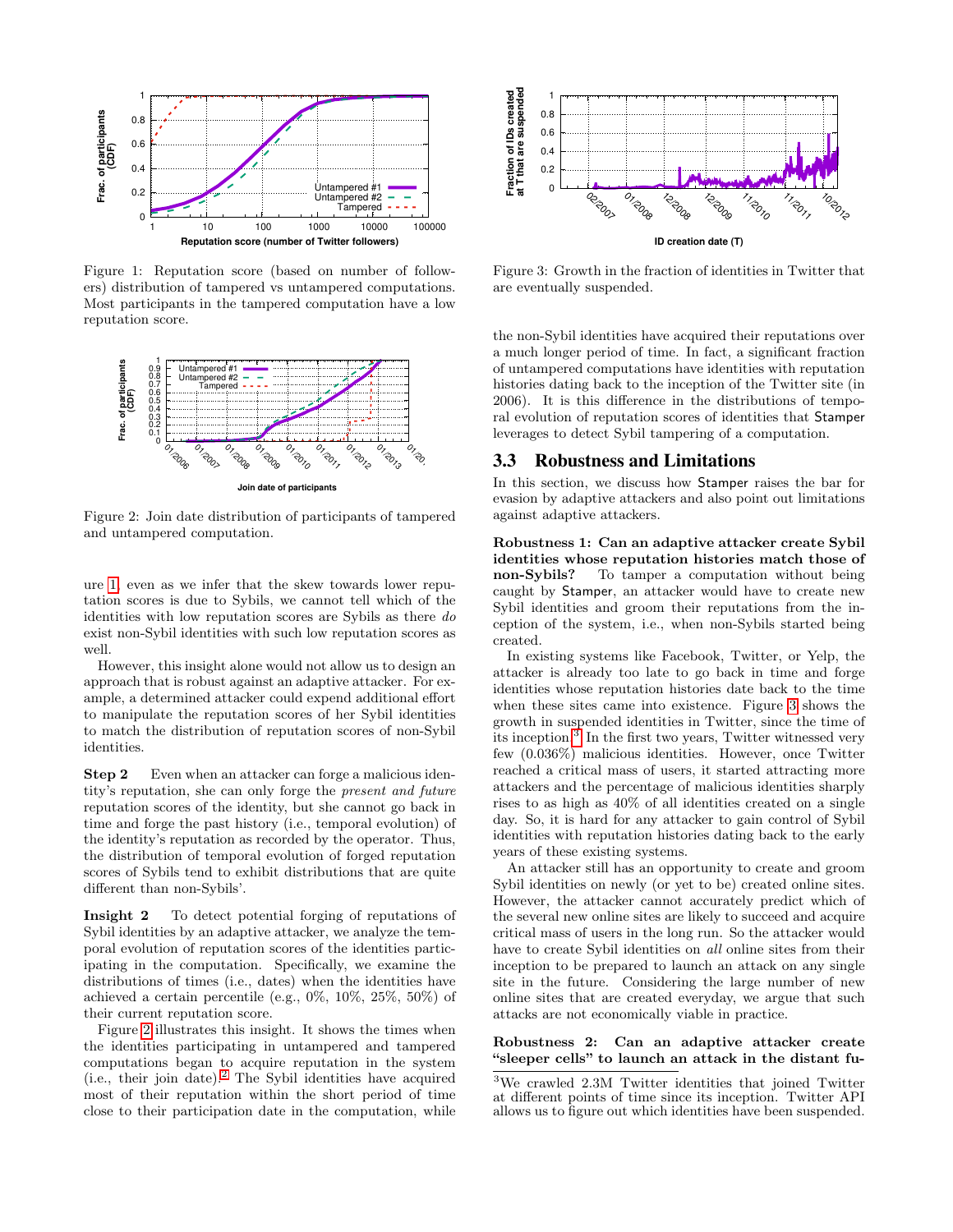Figure 1: Reputation score (based on number of followers) distribution of tampered vs untampered computations. Most participants in the tampered computation have a low reputation score.

Figure 2: Join date distribution of participants of tampered and untampered computation.

ure 1, even as we infer that the skew towards lower reputation scores is due to Sybils, we cannot tell which of the identities with low reputation scores are Sybils as there *do* exist non-Sybil identities with such low reputation scores as well.

However, this insight alone would not allow us to design an approach that is robust against an adaptive attacker. For example, a determined attacker could expend additional effort to manipulate the reputation scores of her Sybil identities to match the distribution of reputation scores of non-Sybil identities.

**Step 2** Even when an attacker can forge a malicious identity's reputation, she can only forge the *present and future* reputation scores of the identity, but she cannot go back in time and forge the past history (i.e., temporal evolution) of the identity's reputation as recorded by the operator. Thus, the distribution of temporal evolution of forged reputation scores of Sybils tend to exhibit distributions that are quite different than non-Sybils'.

**Insight 2** To detect potential forging of reputations of Sybil identities by an adaptive attacker, we analyze the temporal evolution of reputation scores of the identities participating in the computation. Specifically, we examine the distributions of times (i.e., dates) when the identities have achieved a certain percentile (e.g., 0%, 10%, 25%, 50%) of their current reputation score.

Figure 2 illustrates this insight. It shows the times when the identities participating in untampered and tampered computations began to acquire reputation in the system (i.e., their join date).[2] The Sybil identities have acquired most of their reputation within the short period of time close to their participation date in the computation, while the non-Sybil identities have acquired their reputations over a much longer period of time. In fact, a significant fraction of untampered computations have identities with reputation histories dating back to the inception of the Twitter site (in 2006). It is this difference in the distributions of temporal evolution of reputation scores of identities that Stamper leverages to detect Sybil tampering of a computation.

Figure 3: Growth in the fraction of identities in Twitter that are eventually suspended.

## 3.3 Robustness and Limitations

In this section, we discuss how Stamper raises the bar for evasion by adaptive attackers and also point out limitations against adaptive attackers.

**Robustness 1: Can an adaptive attacker create Sybil identities whose reputation histories match those of non-Sybils?** To tamper a computation without being caught by Stamper, an attacker would have to create new Sybil identities and groom their reputations from the inception of the system, i.e., when non-Sybils started being created.

In existing systems like Facebook, Twitter, or Yelp, the attacker is already too late to go back in time and forge identities whose reputation histories date back to the time when these sites came into existence. Figure 3 shows the growth in suspended identities in Twitter, since the time of its inception.[3] In the first two years, Twitter witnessed very few (0.036%) malicious identities. However, once Twitter reached a critical mass of users, it started attracting more attackers and the percentage of malicious identities sharply rises to as high as 40% of all identities created on a single day. So, it is hard for any attacker to gain control of Sybil identities with reputation histories dating back to the early years of these existing systems.

An attacker still has an opportunity to create and groom Sybil identities on newly (or yet to be) created online sites. However, the attacker cannot accurately predict which of the several new online sites are likely to succeed and acquire critical mass of users in the long run. So the attacker would have to create Sybil identities on *all* online sites from their inception to be prepared to launch an attack on any single site in the future. Considering the large number of new online sites that are created everyday, we argue that such attacks are not economically viable in practice.

**Robustness 2: Can an adaptive attacker create "sleeper cells" to launch an attack in the distant fu-**

[3] We crawled 2.3M Twitter identities that joined Twitter at different points of time since its inception. Twitter API allows us to figure out which identities have been suspended.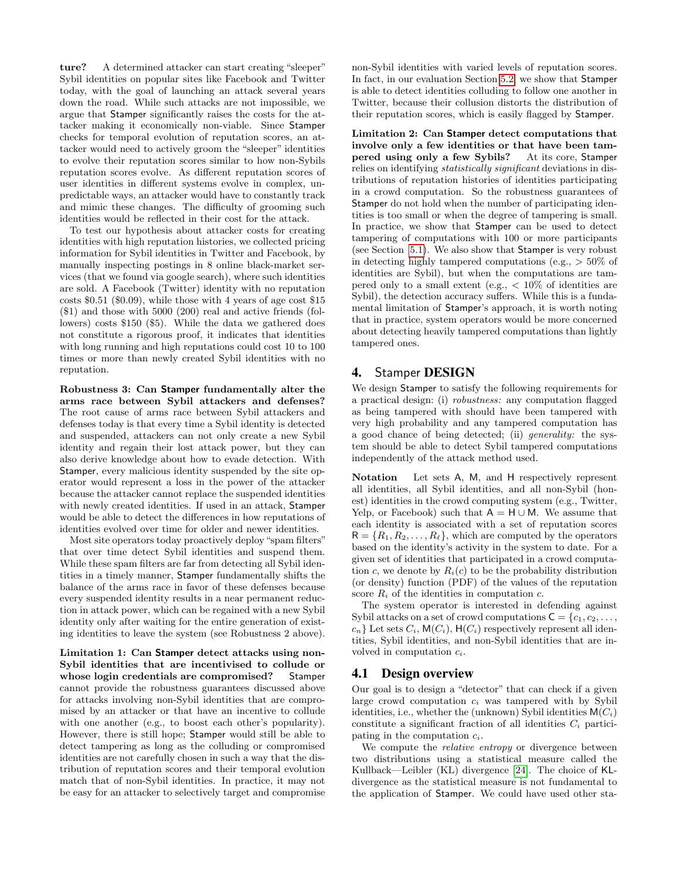**ture?** A determined attacker can start creating "sleeper" Sybil identities on popular sites like Facebook and Twitter today, with the goal of launching an attack several years down the road. While such attacks are not impossible, we argue that Stamper significantly raises the costs for the attacker making it economically non-viable. Since Stamper checks for temporal evolution of reputation scores, an attacker would need to actively groom the "sleeper" identities to evolve their reputation scores similar to how non-Sybils reputation scores evolve. As different reputation scores of user identities in different systems evolve in complex, unpredictable ways, an attacker would have to constantly track and mimic these changes. The difficulty of grooming such identities would be reflected in their cost for the attack.

To test our hypothesis about attacker costs for creating identities with high reputation histories, we collected pricing information for Sybil identities in Twitter and Facebook, by manually inspecting postings in 8 online black-market services (that we found via google search), where such identities are sold. A Facebook (Twitter) identity with no reputation costs \$0.51 (\$0.09), while those with 4 years of age cost \$15 (\$1) and those with 5000 (200) real and active friends (followers) costs \$150 (\$5). While the data we gathered does not constitute a rigorous proof, it indicates that identities with long running and high reputations could cost 10 to 100 times or more than newly created Sybil identities with no reputation.

**Robustness 3: Can Stamper fundamentally alter the arms race between Sybil attackers and defenses?** The root cause of arms race between Sybil attackers and defenses today is that every time a Sybil identity is detected and suspended, attackers can not only create a new Sybil identity and regain their lost attack power, but they can also derive knowledge about how to evade detection. With Stamper, every malicious identity suspended by the site operator would represent a loss in the power of the attacker because the attacker cannot replace the suspended identities with newly created identities. If used in an attack, Stamper would be able to detect the differences in how reputations of identities evolved over time for older and newer identities.

Most site operators today proactively deploy "spam filters" that over time detect Sybil identities and suspend them. While these spam filters are far from detecting all Sybil identities in a timely manner, Stamper fundamentally shifts the balance of the arms race in favor of these defenses because every suspended identity results in a near permanent reduction in attack power, which can be regained with a new Sybil identity only after waiting for the entire generation of existing identities to leave the system (see Robustness 2 above).

**Limitation 1: Can Stamper detect attacks using non-Sybil identities that are incentivised to collude or whose login credentials are compromised?** Stamper cannot provide the robustness guarantees discussed above for attacks involving non-Sybil identities that are compromised by an attacker or that have an incentive to collude with one another (e.g., to boost each other's popularity). However, there is still hope; Stamper would still be able to detect tampering as long as the colluding or compromised identities are not carefully chosen in such a way that the distribution of reputation scores and their temporal evolution match that of non-Sybil identities. In practice, it may not be easy for an attacker to selectively target and compromise non-Sybil identities with varied levels of reputation scores. In fact, in our evaluation Section 5.2, we show that Stamper is able to detect identities colluding to follow one another in Twitter, because their collusion distorts the distribution of their reputation scores, which is easily flagged by Stamper.

**Limitation 2: Can Stamper detect computations that involve only a few identities or that have been tampered using only a few Sybils?** At its core, Stamper relies on identifying *statistically significant* deviations in distributions of reputation histories of identities participating in a crowd computation. So the robustness guarantees of Stamper do not hold when the number of participating identities is too small or when the degree of tampering is small. In practice, we show that Stamper can be used to detect tampering of computations with 100 or more participants (see Section 5.1). We also show that Stamper is very robust in detecting highly tampered computations (e.g., > 50% of identities are Sybil), but when the computations are tampered only to a small extent (e.g., < 10% of identities are Sybil), the detection accuracy suffers. While this is a fundamental limitation of Stamper's approach, it is worth noting that in practice, system operators would be more concerned about detecting heavily tampered computations than lightly tampered ones.

## 4. Stamper DESIGN

We design Stamper to satisfy the following requirements for a practical design: (i) *robustness:* any computation flagged as being tampered with should have been tampered with very high probability and any tampered computation has a good chance of being detected; (ii) *generality:* the system should be able to detect Sybil tampered computations independently of the attack method used.

**Notation** Let sets $\mathsf{A}$, $\mathsf{M}$, and $\mathsf{H}$ respectively represent all identities, all Sybil identities, and all non-Sybil (honest) identities in the crowd computing system (e.g., Twitter, Yelp, or Facebook) such that $\mathsf{A} = \mathsf{H} \cup \mathsf{M}$. We assume that each identity is associated with a set of reputation scores $\mathsf{R} = \{R_1, R_2, \ldots, R_\ell\}$, which are computed by the operators based on the identity's activity in the system to date. For a given set of identities that participated in a crowd computation $c$, we denote by $R_i(c)$ to be the probability distribution (or density) function (PDF) of the values of the reputation score $R_i$ of the identities in computation $c$.

The system operator is interested in defending against Sybil attacks on a set of crowd computations $\mathsf{C} = \{c_1, c_2, \ldots, c_n\}$ Let sets $C_i$, $\mathsf{M}(C_i)$, $\mathsf{H}(C_i)$ respectively represent all identities, Sybil identities, and non-Sybil identities that are involved in computation $c_i$.

### 4.1 Design overview

Our goal is to design a "detector" that can check if a given large crowd computation $c_i$ was tampered with by Sybil identities, i.e., whether the (unknown) Sybil identities $\mathsf{M}(C_i)$ constitute a significant fraction of all identities $C_i$ participating in the computation $c_i$.

We compute the *relative entropy* or divergence between two distributions using a statistical measure called the Kullback—Leibler (KL) divergence [24]. The choice of KL-divergence as the statistical measure is not fundamental to the application of Stamper. We could have used other sta-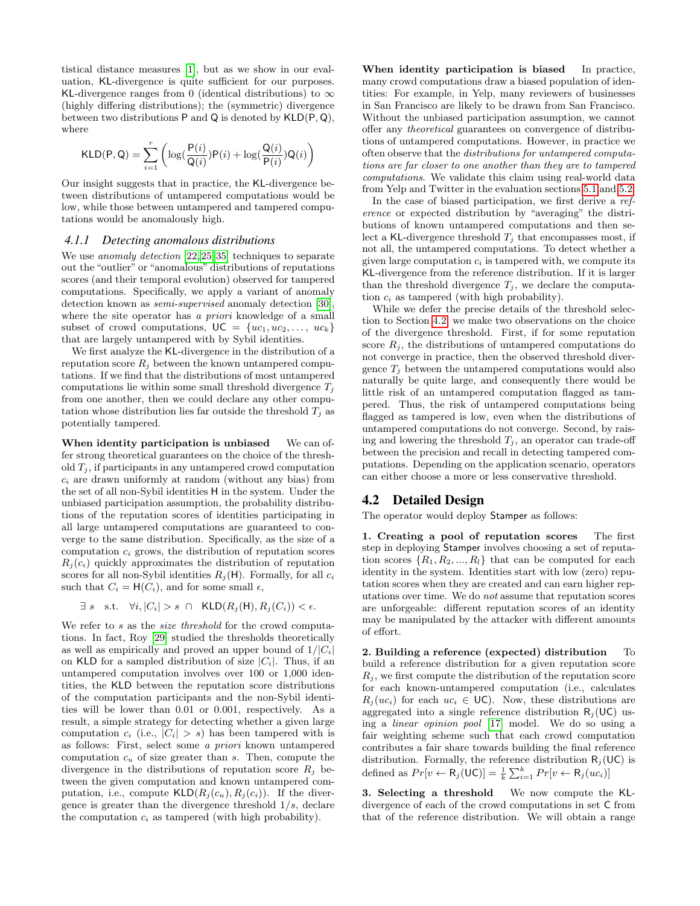tistical distance measures [1], but as we show in our evaluation, KL-divergence is quite sufficient for our purposes. KL-divergence ranges from 0 (identical distributions) to $\infty$ (highly differing distributions); the (symmetric) divergence between two distributions P and Q is denoted by KLD(P, Q), where

$$\mathsf{KLD}(\mathsf{P},\mathsf{Q}) = \sum_{i=1}^{r} \left( \log(\frac{\mathsf{P}(i)}{\mathsf{Q}(i)})\mathsf{P}(i) + \log(\frac{\mathsf{Q}(i)}{\mathsf{P}(i)})\mathsf{Q}(i) \right)$$

Our insight suggests that in practice, the KL-divergence between distributions of untampered computations would be low, while those between untampered and tampered computations would be anomalously high.

### 4.1.1 Detecting anomalous distributions

We use *anomaly detection* [22, 25, 35] techniques to separate out the "outlier" or "anomalous" distributions of reputations scores (and their temporal evolution) observed for tampered computations. Specifically, we apply a variant of anomaly detection known as *semi-supervised* anomaly detection [30], where the site operator has *a priori* knowledge of a small subset of crowd computations, $\mathsf{UC} = \{uc_1, uc_2, \ldots, uc_k\}$ that are largely untampered with by Sybil identities.

We first analyze the KL-divergence in the distribution of a reputation score $R_j$ between the known untampered computations. If we find that the distributions of most untampered computations lie within some small threshold divergence $T_j$ from one another, then we could declare any other computation whose distribution lies far outside the threshold $T_j$ as potentially tampered.

**When identity participation is unbiased** We can offer strong theoretical guarantees on the choice of the threshold $T_j$, if participants in any untampered crowd computation $c_i$ are drawn uniformly at random (without any bias) from the set of all non-Sybil identities H in the system. Under the unbiased participation assumption, the probability distributions of the reputation scores of identities participating in all large untampered computations are guaranteed to converge to the same distribution. Specifically, as the size of a computation $c_i$ grows, the distribution of reputation scores $R_j(c_i)$ quickly approximates the distribution of reputation scores for all non-Sybil identities $R_j(\mathsf{H})$. Formally, for all $c_i$ such that $C_i = \mathsf{H}(C_i)$, and for some small $\epsilon$,

$$\exists\ s \quad \text{s.t.} \quad \forall i, |C_i| > s\ \cap\ \mathsf{KLD}(R_j(\mathsf{H}), R_j(C_i)) < \epsilon.$$

We refer to $s$ as the *size threshold* for the crowd computations. In fact, Roy [29] studied the thresholds theoretically as well as empirically and proved an upper bound of $1/|C_i|$ on KLD for a sampled distribution of size $|C_i|$. Thus, if an untampered computation involves over 100 or 1,000 identities, the KLD between the reputation score distributions of the computation participants and the non-Sybil identities will be lower than 0.01 or 0.001, respectively. As a result, a simple strategy for detecting whether a given large computation $c_i$ (i.e., $|C_i| > s$) has been tampered with is as follows: First, select some *a priori* known untampered computation $c_u$ of size greater than $s$. Then, compute the divergence in the distributions of reputation score $R_j$ between the given computation and known untampered computation, i.e., compute $\mathsf{KLD}(R_j(c_u), R_j(c_i))$. If the divergence is greater than the divergence threshold $1/s$, declare the computation $c_i$ as tampered (with high probability).

**When identity participation is biased** In practice, many crowd computations draw a biased population of identities: For example, in Yelp, many reviewers of businesses in San Francisco are likely to be drawn from San Francisco. Without the unbiased participation assumption, we cannot offer any *theoretical* guarantees on convergence of distributions of untampered computations. However, in practice we often observe that the *distributions for untampered computations are far closer to one another than they are to tampered computations*. We validate this claim using real-world data from Yelp and Twitter in the evaluation sections 5.1 and 5.2.

In the case of biased participation, we first derive a *reference* or expected distribution by "averaging" the distributions of known untampered computations and then select a KL-divergence threshold $T_j$ that encompasses most, if not all, the untampered computations. To detect whether a given large computation $c_i$ is tampered with, we compute its KL-divergence from the reference distribution. If it is larger than the threshold divergence $T_j$, we declare the computation $c_i$ as tampered (with high probability).

While we defer the precise details of the threshold selection to Section 4.2, we make two observations on the choice of the divergence threshold. First, if for some reputation score $R_j$, the distributions of untampered computations do not converge in practice, then the observed threshold divergence $T_j$ between the untampered computations would also naturally be quite large, and consequently there would be little risk of an untampered computation flagged as tampered. Thus, the risk of untampered computations being flagged as tampered is low, even when the distributions of untampered computations do not converge. Second, by raising and lowering the threshold $T_j$, an operator can trade-off between the precision and recall in detecting tampered computations. Depending on the application scenario, operators can either choose a more or less conservative threshold.

## 4.2 Detailed Design

The operator would deploy Stamper as follows:

**1. Creating a pool of reputation scores** The first step in deploying Stamper involves choosing a set of reputation scores $\{R_1, R_2, ..., R_l\}$ that can be computed for each identity in the system. Identities start with low (zero) reputation scores when they are created and can earn higher reputations over time. We do *not* assume that reputation scores are unforgeable: different reputation scores of an identity may be manipulated by the attacker with different amounts of effort.

**2. Building a reference (expected) distribution** To build a reference distribution for a given reputation score $R_j$, we first compute the distribution of the reputation score for each known-untampered computation (i.e., calculates $R_j(uc_i)$ for each $uc_i \in \mathsf{UC}$). Now, these distributions are aggregated into a single reference distribution $\mathsf{R}_j(\mathsf{UC})$ using a *linear opinion pool* [17] model. We do so using a fair weighting scheme such that each crowd computation contributes a fair share towards building the final reference distribution. Formally, the reference distribution $\mathsf{R}_j(\mathsf{UC})$ is defined as $Pr[v \leftarrow \mathsf{R}_j(\mathsf{UC})] = \frac{1}{k}\sum_{i=1}^{k} Pr[v \leftarrow \mathsf{R}_j(uc_i)]$

**3. Selecting a threshold** We now compute the KL-divergence of each of the crowd computations in set C from that of the reference distribution. We will obtain a range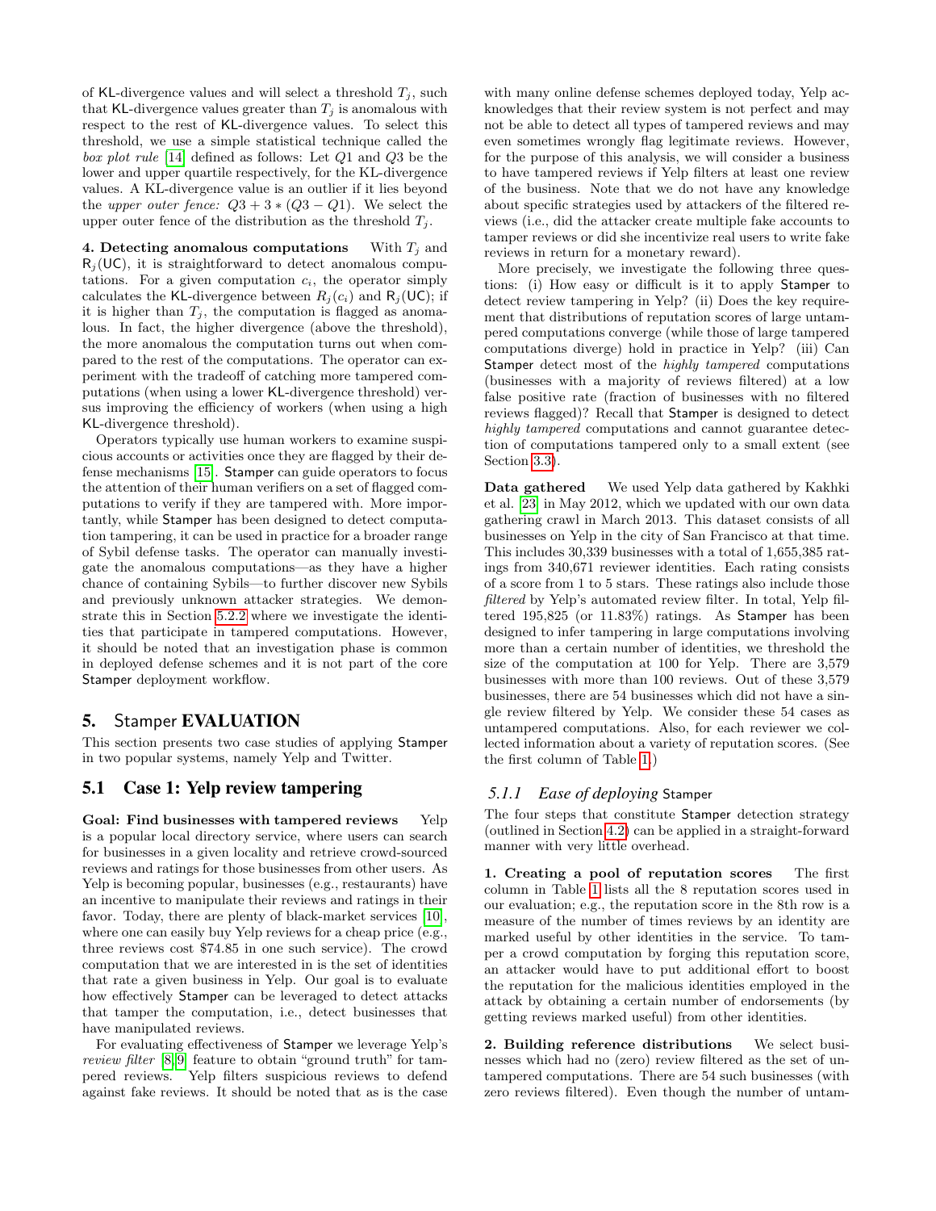of KL-divergence values and will select a threshold $T_j$, such that KL-divergence values greater than $T_j$ is anomalous with respect to the rest of KL-divergence values. To select this threshold, we use a simple statistical technique called the *box plot rule* [14] defined as follows: Let $Q1$ and $Q3$ be the lower and upper quartile respectively, for the KL-divergence values. A KL-divergence value is an outlier if it lies beyond the *upper outer fence:* $Q3 + 3 * (Q3 - Q1)$. We select the upper outer fence of the distribution as the threshold $T_j$.

**4. Detecting anomalous computations** With $T_j$ and $\mathsf{R}_j(\mathsf{UC})$, it is straightforward to detect anomalous computations. For a given computation $c_i$, the operator simply calculates the KL-divergence between $R_j(c_i)$ and $\mathsf{R}_j(\mathsf{UC})$; if it is higher than $T_j$, the computation is flagged as anomalous. In fact, the higher divergence (above the threshold), the more anomalous the computation turns out when compared to the rest of the computations. The operator can experiment with the tradeoff of catching more tampered computations (when using a lower KL-divergence threshold) versus improving the efficiency of workers (when using a high KL-divergence threshold).

Operators typically use human workers to examine suspicious accounts or activities once they are flagged by their defense mechanisms [15]. Stamper can guide operators to focus the attention of their human verifiers on a set of flagged computations to verify if they are tampered with. More importantly, while Stamper has been designed to detect computation tampering, it can be used in practice for a broader range of Sybil defense tasks. The operator can manually investigate the anomalous computations—as they have a higher chance of containing Sybils—to further discover new Sybils and previously unknown attacker strategies. We demonstrate this in Section 5.2.2 where we investigate the identities that participate in tampered computations. However, it should be noted that an investigation phase is common in deployed defense schemes and it is not part of the core Stamper deployment workflow.

## 5. Stamper EVALUATION

This section presents two case studies of applying Stamper in two popular systems, namely Yelp and Twitter.

### 5.1 Case 1: Yelp review tampering

**Goal: Find businesses with tampered reviews** Yelp is a popular local directory service, where users can search for businesses in a given locality and retrieve crowd-sourced reviews and ratings for those businesses from other users. As Yelp is becoming popular, businesses (e.g., restaurants) have an incentive to manipulate their reviews and ratings in their favor. Today, there are plenty of black-market services [10], where one can easily buy Yelp reviews for a cheap price (e.g., three reviews cost \$74.85 in one such service). The crowd computation that we are interested in is the set of identities that rate a given business in Yelp. Our goal is to evaluate how effectively Stamper can be leveraged to detect attacks that tamper the computation, i.e., detect businesses that have manipulated reviews.

For evaluating effectiveness of Stamper we leverage Yelp's *review filter* [8, 9] feature to obtain "ground truth" for tampered reviews. Yelp filters suspicious reviews to defend against fake reviews. It should be noted that as is the case with many online defense schemes deployed today, Yelp acknowledges that their review system is not perfect and may not be able to detect all types of tampered reviews and may even sometimes wrongly flag legitimate reviews. However, for the purpose of this analysis, we will consider a business to have tampered reviews if Yelp filters at least one review of the business. Note that we do not have any knowledge about specific strategies used by attackers of the filtered reviews (i.e., did the attacker create multiple fake accounts to tamper reviews or did she incentivize real users to write fake reviews in return for a monetary reward).

More precisely, we investigate the following three questions: (i) How easy or difficult is it to apply Stamper to detect review tampering in Yelp? (ii) Does the key requirement that distributions of reputation scores of large untampered computations converge (while those of large tampered computations diverge) hold in practice in Yelp? (iii) Can Stamper detect most of the *highly tampered* computations (businesses with a majority of reviews filtered) at a low false positive rate (fraction of businesses with no filtered reviews flagged)? Recall that Stamper is designed to detect *highly tampered* computations and cannot guarantee detection of computations tampered only to a small extent (see Section 3.3).

**Data gathered** We used Yelp data gathered by Kakhki et al. [23] in May 2012, which we updated with our own data gathering crawl in March 2013. This dataset consists of all businesses on Yelp in the city of San Francisco at that time. This includes 30,339 businesses with a total of 1,655,385 ratings from 340,671 reviewer identities. Each rating consists of a score from 1 to 5 stars. These ratings also include those *filtered* by Yelp's automated review filter. In total, Yelp filtered 195,825 (or 11.83%) ratings. As Stamper has been designed to infer tampering in large computations involving more than a certain number of identities, we threshold the size of the computation at 100 for Yelp. There are 3,579 businesses with more than 100 reviews. Out of these 3,579 businesses, there are 54 businesses which did not have a single review filtered by Yelp. We consider these 54 cases as untampered computations. Also, for each reviewer we collected information about a variety of reputation scores. (See the first column of Table 1.)

#### 5.1.1 Ease of deploying Stamper

The four steps that constitute Stamper detection strategy (outlined in Section 4.2) can be applied in a straight-forward manner with very little overhead.

**1. Creating a pool of reputation scores** The first column in Table 1 lists all the 8 reputation scores used in our evaluation; e.g., the reputation score in the 8th row is a measure of the number of times reviews by an identity are marked useful by other identities in the service. To tamper a crowd computation by forging this reputation score, an attacker would have to put additional effort to boost the reputation for the malicious identities employed in the attack by obtaining a certain number of endorsements (by getting reviews marked useful) from other identities.

**2. Building reference distributions** We select businesses which had no (zero) review filtered as the set of untampered computations. There are 54 such businesses (with zero reviews filtered). Even though the number of untam-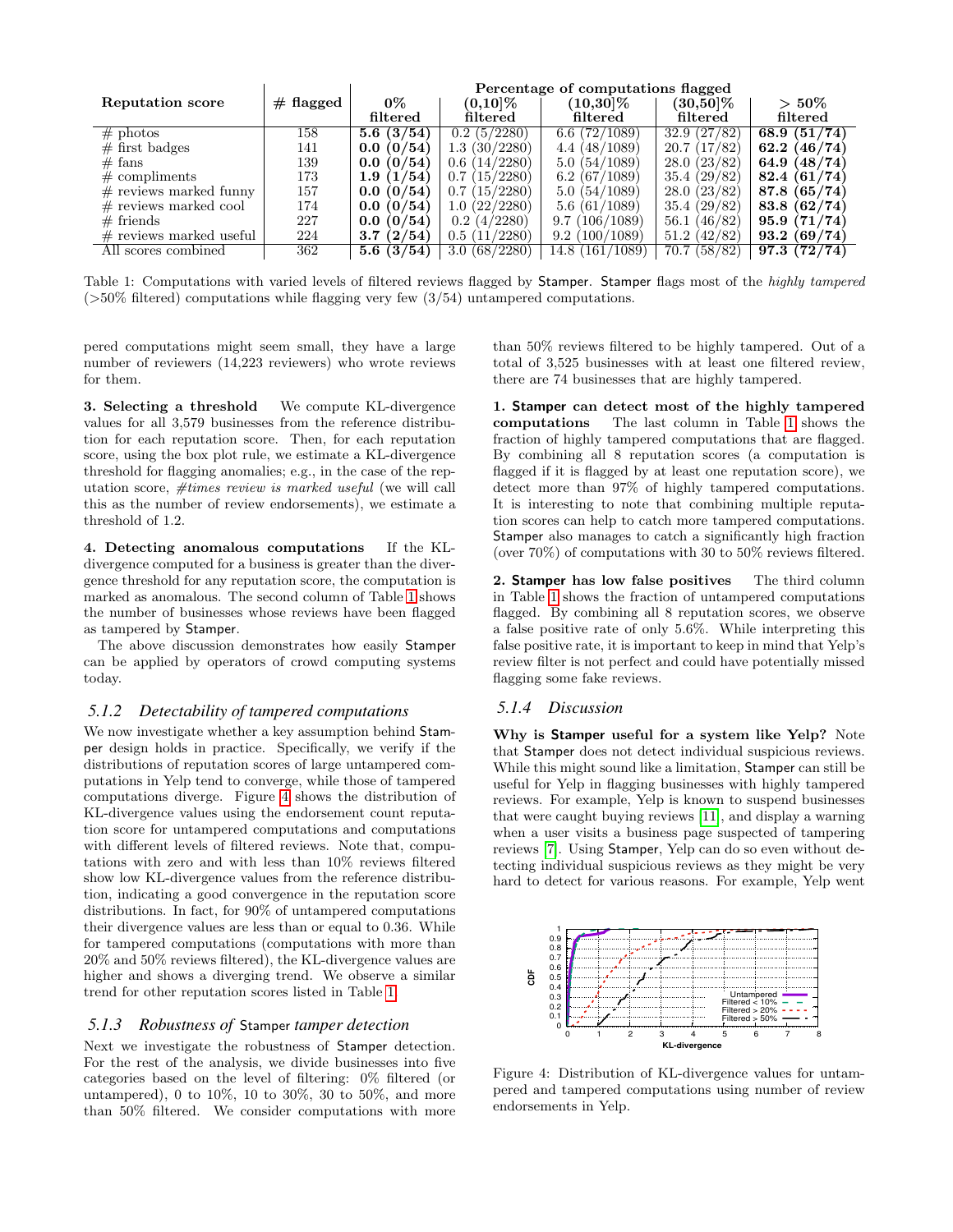| Reputation score | # flagged | Percentage of computations flagged | | | | |
|---|---|---|---|---|---|---|
| | | 0% filtered | (0,10]% filtered | (10,30]% filtered | (30,50]% filtered | > 50% filtered |
| # photos | 158 | **5.6 (3/54)** | 0.2 (5/2280) | 6.6 (72/1089) | 32.9 (27/82) | **68.9 (51/74)** |
| # first badges | 141 | **0.0 (0/54)** | 1.3 (30/2280) | 4.4 (48/1089) | 20.7 (17/82) | **62.2 (46/74)** |
| # fans | 139 | **0.0 (0/54)** | 0.6 (14/2280) | 5.0 (54/1089) | 28.0 (23/82) | **64.9 (48/74)** |
| # compliments | 173 | **1.9 (1/54)** | 0.7 (15/2280) | 6.2 (67/1089) | 35.4 (29/82) | **82.4 (61/74)** |
| # reviews marked funny | 157 | **0.0 (0/54)** | 0.7 (15/2280) | 5.0 (54/1089) | 28.0 (23/82) | **87.8 (65/74)** |
| # reviews marked cool | 174 | **0.0 (0/54)** | 1.0 (22/2280) | 5.6 (61/1089) | 35.4 (29/82) | **83.8 (62/74)** |
| # friends | 227 | **0.0 (0/54)** | 0.2 (4/2280) | 9.7 (106/1089) | 56.1 (46/82) | **95.9 (71/74)** |
| # reviews marked useful | 224 | **3.7 (2/54)** | 0.5 (11/2280) | 9.2 (100/1089) | 51.2 (42/82) | **93.2 (69/74)** |
| All scores combined | 362 | **5.6 (3/54)** | 3.0 (68/2280) | 14.8 (161/1089) | 70.7 (58/82) | **97.3 (72/74)** |

Table 1: Computations with varied levels of filtered reviews flagged by Stamper. Stamper flags most of the *highly tampered* (>50% filtered) computations while flagging very few (3/54) untampered computations.

pered computations might seem small, they have a large number of reviewers (14,223 reviewers) who wrote reviews for them.

**3. Selecting a threshold** We compute KL-divergence values for all 3,579 businesses from the reference distribution for each reputation score. Then, for each reputation score, using the box plot rule, we estimate a KL-divergence threshold for flagging anomalies; e.g., in the case of the reputation score, *#times review is marked useful* (we will call this as the number of review endorsements), we estimate a threshold of 1.2.

**4. Detecting anomalous computations** If the KL-divergence computed for a business is greater than the divergence threshold for any reputation score, the computation is marked as anomalous. The second column of Table 1 shows the number of businesses whose reviews have been flagged as tampered by Stamper.

The above discussion demonstrates how easily Stamper can be applied by operators of crowd computing systems today.

### 5.1.2 Detectability of tampered computations

We now investigate whether a key assumption behind Stamper design holds in practice. Specifically, we verify if the distributions of reputation scores of large untampered computations in Yelp tend to converge, while those of tampered computations diverge. Figure 4 shows the distribution of KL-divergence values using the endorsement count reputation score for untampered computations and computations with different levels of filtered reviews. Note that, computations with zero and with less than 10% reviews filtered show low KL-divergence values from the reference distribution, indicating a good convergence in the reputation score distributions. In fact, for 90% of untampered computations their divergence values are less than or equal to 0.36. While for tampered computations (computations with more than 20% and 50% reviews filtered), the KL-divergence values are higher and shows a diverging trend. We observe a similar trend for other reputation scores listed in Table 1.

### 5.1.3 Robustness of Stamper tamper detection

Next we investigate the robustness of Stamper detection. For the rest of the analysis, we divide businesses into five categories based on the level of filtering: 0% filtered (or untampered), 0 to 10%, 10 to 30%, 30 to 50%, and more than 50% filtered. We consider computations with more than 50% reviews filtered to be highly tampered. Out of a total of 3,525 businesses with at least one filtered review, there are 74 businesses that are highly tampered.

**1. Stamper can detect most of the highly tampered computations** The last column in Table 1 shows the fraction of highly tampered computations that are flagged. By combining all 8 reputation scores (a computation is flagged if it is flagged by at least one reputation score), we detect more than 97% of highly tampered computations. It is interesting to note that combining multiple reputation scores can help to catch more tampered computations. Stamper also manages to catch a significantly high fraction (over 70%) of computations with 30 to 50% reviews filtered.

**2. Stamper has low false positives** The third column in Table 1 shows the fraction of untampered computations flagged. By combining all 8 reputation scores, we observe a false positive rate of only 5.6%. While interpreting this false positive rate, it is important to keep in mind that Yelp's review filter is not perfect and could have potentially missed flagging some fake reviews.

### 5.1.4 Discussion

**Why is Stamper useful for a system like Yelp?** Note that Stamper does not detect individual suspicious reviews. While this might sound like a limitation, Stamper can still be useful for Yelp in flagging businesses with highly tampered reviews. For example, Yelp is known to suspend businesses that were caught buying reviews [11], and display a warning when a user visits a business page suspected of tampering reviews [7]. Using Stamper, Yelp can do so even without detecting individual suspicious reviews as they might be very hard to detect for various reasons. For example, Yelp went

Figure 4: Distribution of KL-divergence values for untampered and tampered computations using number of review endorsements in Yelp.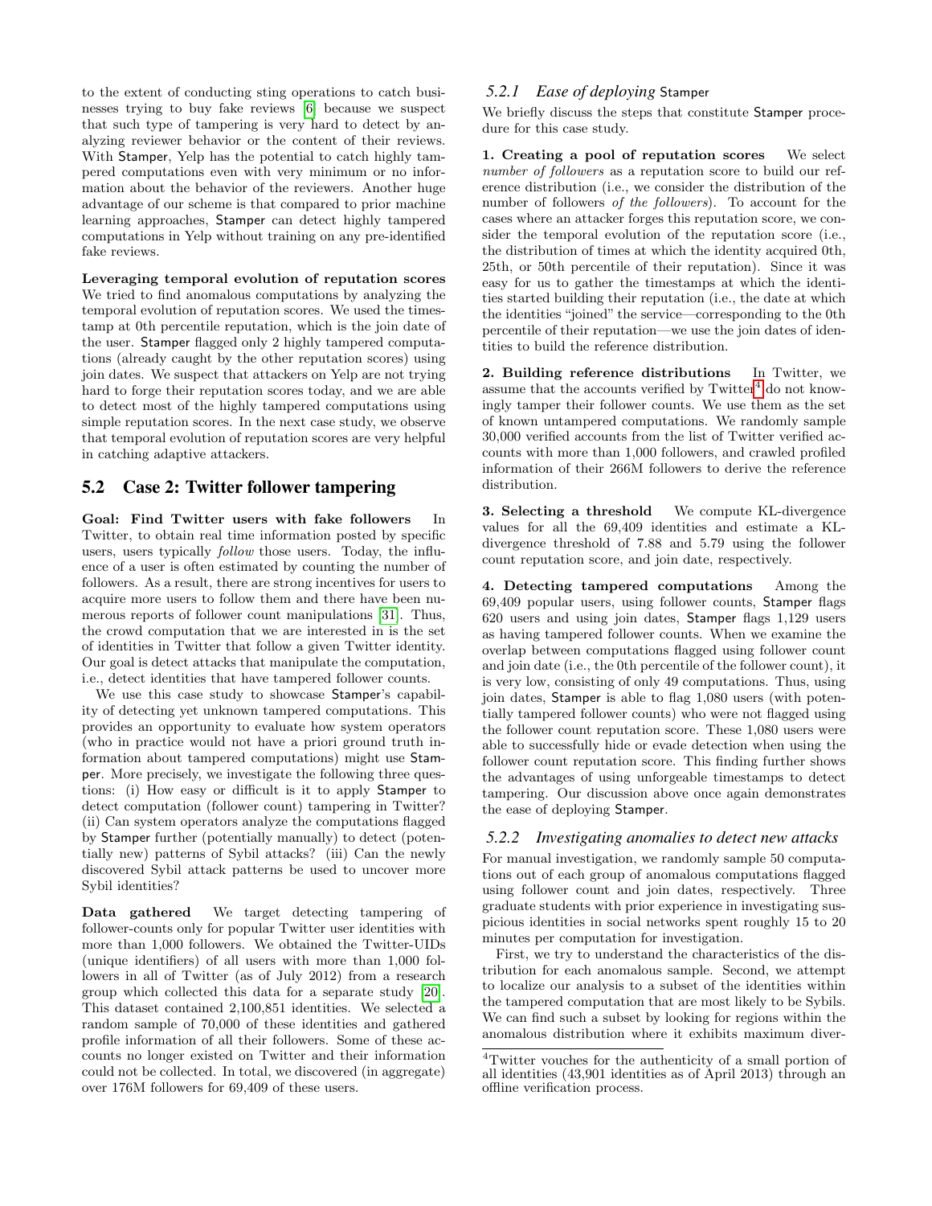to the extent of conducting sting operations to catch businesses trying to buy fake reviews [6] because we suspect that such type of tampering is very hard to detect by analyzing reviewer behavior or the content of their reviews. With Stamper, Yelp has the potential to catch highly tampered computations even with very minimum or no information about the behavior of the reviewers. Another huge advantage of our scheme is that compared to prior machine learning approaches, Stamper can detect highly tampered computations in Yelp without training on any pre-identified fake reviews.

**Leveraging temporal evolution of reputation scores** We tried to find anomalous computations by analyzing the temporal evolution of reputation scores. We used the timestamp at 0th percentile reputation, which is the join date of the user. Stamper flagged only 2 highly tampered computations (already caught by the other reputation scores) using join dates. We suspect that attackers on Yelp are not trying hard to forge their reputation scores today, and we are able to detect most of the highly tampered computations using simple reputation scores. In the next case study, we observe that temporal evolution of reputation scores are very helpful in catching adaptive attackers.

## 5.2 Case 2: Twitter follower tampering

**Goal: Find Twitter users with fake followers** In Twitter, to obtain real time information posted by specific users, users typically *follow* those users. Today, the influence of a user is often estimated by counting the number of followers. As a result, there are strong incentives for users to acquire more users to follow them and there have been numerous reports of follower count manipulations [31]. Thus, the crowd computation that we are interested in is the set of identities in Twitter that follow a given Twitter identity. Our goal is detect attacks that manipulate the computation, i.e., detect identities that have tampered follower counts.

We use this case study to showcase Stamper's capability of detecting yet unknown tampered computations. This provides an opportunity to evaluate how system operators (who in practice would not have a priori ground truth information about tampered computations) might use Stamper. More precisely, we investigate the following three questions: (i) How easy or difficult is it to apply Stamper to detect computation (follower count) tampering in Twitter? (ii) Can system operators analyze the computations flagged by Stamper further (potentially manually) to detect (potentially new) patterns of Sybil attacks? (iii) Can the newly discovered Sybil attack patterns be used to uncover more Sybil identities?

**Data gathered** We target detecting tampering of follower-counts only for popular Twitter user identities with more than 1,000 followers. We obtained the Twitter-UIDs (unique identifiers) of all users with more than 1,000 followers in all of Twitter (as of July 2012) from a research group which collected this data for a separate study [20]. This dataset contained 2,100,851 identities. We selected a random sample of 70,000 of these identities and gathered profile information of all their followers. Some of these accounts no longer existed on Twitter and their information could not be collected. In total, we discovered (in aggregate) over 176M followers for 69,409 of these users.

### 5.2.1 *Ease of deploying* Stamper

We briefly discuss the steps that constitute Stamper procedure for this case study.

**1. Creating a pool of reputation scores** We select *number of followers* as a reputation score to build our reference distribution (i.e., we consider the distribution of the number of followers *of the followers*). To account for the cases where an attacker forges this reputation score, we consider the temporal evolution of the reputation score (i.e., the distribution of times at which the identity acquired 0th, 25th, or 50th percentile of their reputation). Since it was easy for us to gather the timestamps at which the identities started building their reputation (i.e., the date at which the identities "joined" the service—corresponding to the 0th percentile of their reputation—we use the join dates of identities to build the reference distribution.

**2. Building reference distributions** In Twitter, we assume that the accounts verified by Twitter[4] do not knowingly tamper their follower counts. We use them as the set of known untampered computations. We randomly sample 30,000 verified accounts from the list of Twitter verified accounts with more than 1,000 followers, and crawled profiled information of their 266M followers to derive the reference distribution.

**3. Selecting a threshold** We compute KL-divergence values for all the 69,409 identities and estimate a KL-divergence threshold of 7.88 and 5.79 using the follower count reputation score, and join date, respectively.

**4. Detecting tampered computations** Among the 69,409 popular users, using follower counts, Stamper flags 620 users and using join dates, Stamper flags 1,129 users as having tampered follower counts. When we examine the overlap between computations flagged using follower count and join date (i.e., the 0th percentile of the follower count), it is very low, consisting of only 49 computations. Thus, using join dates, Stamper is able to flag 1,080 users (with potentially tampered follower counts) who were not flagged using the follower count reputation score. These 1,080 users were able to successfully hide or evade detection when using the follower count reputation score. This finding further shows the advantages of using unforgeable timestamps to detect tampering. Our discussion above once again demonstrates the ease of deploying Stamper.

### 5.2.2 *Investigating anomalies to detect new attacks*

For manual investigation, we randomly sample 50 computations out of each group of anomalous computations flagged using follower count and join dates, respectively. Three graduate students with prior experience in investigating suspicious identities in social networks spent roughly 15 to 20 minutes per computation for investigation.

First, we try to understand the characteristics of the distribution for each anomalous sample. Second, we attempt to localize our analysis to a subset of the identities within the tampered computation that are most likely to be Sybils. We can find such a subset by looking for regions within the anomalous distribution where it exhibits maximum diver-

[4]Twitter vouches for the authenticity of a small portion of all identities (43,901 identities as of April 2013) through an offline verification process.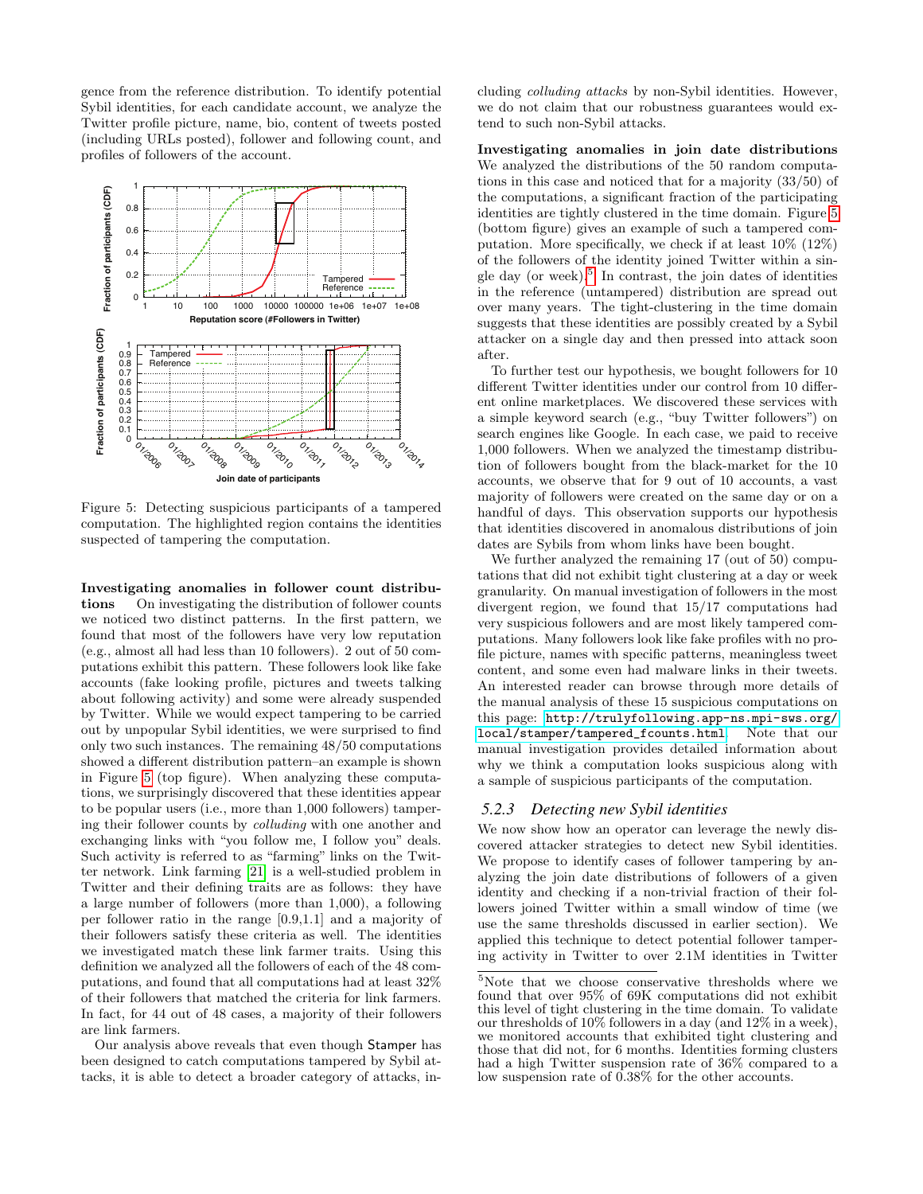gence from the reference distribution. To identify potential Sybil identities, for each candidate account, we analyze the Twitter profile picture, name, bio, content of tweets posted (including URLs posted), follower and following count, and profiles of followers of the account.

Figure 5: Detecting suspicious participants of a tampered computation. The highlighted region contains the identities suspected of tampering the computation.

**Investigating anomalies in follower count distributions** On investigating the distribution of follower counts we noticed two distinct patterns. In the first pattern, we found that most of the followers have very low reputation (e.g., almost all had less than 10 followers). 2 out of 50 computations exhibit this pattern. These followers look like fake accounts (fake looking profile, pictures and tweets talking about following activity) and some were already suspended by Twitter. While we would expect tampering to be carried out by unpopular Sybil identities, we were surprised to find only two such instances. The remaining 48/50 computations showed a different distribution pattern–an example is shown in Figure 5 (top figure). When analyzing these computations, we surprisingly discovered that these identities appear to be popular users (i.e., more than 1,000 followers) tampering their follower counts by *colluding* with one another and exchanging links with "you follow me, I follow you" deals. Such activity is referred to as "farming" links on the Twitter network. Link farming [21] is a well-studied problem in Twitter and their defining traits are as follows: they have a large number of followers (more than 1,000), a following per follower ratio in the range [0.9,1.1] and a majority of their followers satisfy these criteria as well. The identities we investigated match these link farmer traits. Using this definition we analyzed all the followers of each of the 48 computations, and found that all computations had at least 32% of their followers that matched the criteria for link farmers. In fact, for 44 out of 48 cases, a majority of their followers are link farmers.

Our analysis above reveals that even though Stamper has been designed to catch computations tampered by Sybil attacks, it is able to detect a broader category of attacks, including *colluding attacks* by non-Sybil identities. However, we do not claim that our robustness guarantees would extend to such non-Sybil attacks.

**Investigating anomalies in join date distributions** We analyzed the distributions of the 50 random computations in this case and noticed that for a majority (33/50) of the computations, a significant fraction of the participating identities are tightly clustered in the time domain. Figure 5 (bottom figure) gives an example of such a tampered computation. More specifically, we check if at least 10% (12%) of the followers of the identity joined Twitter within a single day (or week).[5] In contrast, the join dates of identities in the reference (untampered) distribution are spread out over many years. The tight-clustering in the time domain suggests that these identities are possibly created by a Sybil attacker on a single day and then pressed into attack soon after.

To further test our hypothesis, we bought followers for 10 different Twitter identities under our control from 10 different online marketplaces. We discovered these services with a simple keyword search (e.g., "buy Twitter followers") on search engines like Google. In each case, we paid to receive 1,000 followers. When we analyzed the timestamp distribution of followers bought from the black-market for the 10 accounts, we observe that for 9 out of 10 accounts, a vast majority of followers were created on the same day or on a handful of days. This observation supports our hypothesis that identities discovered in anomalous distributions of join dates are Sybils from whom links have been bought.

We further analyzed the remaining 17 (out of 50) computations that did not exhibit tight clustering at a day or week granularity. On manual investigation of followers in the most divergent region, we found that 15/17 computations had very suspicious followers and are most likely tampered computations. Many followers look like fake profiles with no profile picture, names with specific patterns, meaningless tweet content, and some even had malware links in their tweets. An interested reader can browse through more details of the manual analysis of these 15 suspicious computations on this page: `http://trulyfollowing.app-ns.mpi-sws.org/local/stamper/tampered_fcounts.html`. Note that our manual investigation provides detailed information about why we think a computation looks suspicious along with a sample of suspicious participants of the computation.

### 5.2.3 Detecting new Sybil identities

We now show how an operator can leverage the newly discovered attacker strategies to detect new Sybil identities. We propose to identify cases of follower tampering by analyzing the join date distributions of followers of a given identity and checking if a non-trivial fraction of their followers joined Twitter within a small window of time (we use the same thresholds discussed in earlier section). We applied this technique to detect potential follower tampering activity in Twitter to over 2.1M identities in Twitter

[5] Note that we choose conservative thresholds where we found that over 95% of 69K computations did not exhibit this level of tight clustering in the time domain. To validate our thresholds of 10% followers in a day (and 12% in a week), we monitored accounts that exhibited tight clustering and those that did not, for 6 months. Identities forming clusters had a high Twitter suspension rate of 36% compared to a low suspension rate of 0.38% for the other accounts.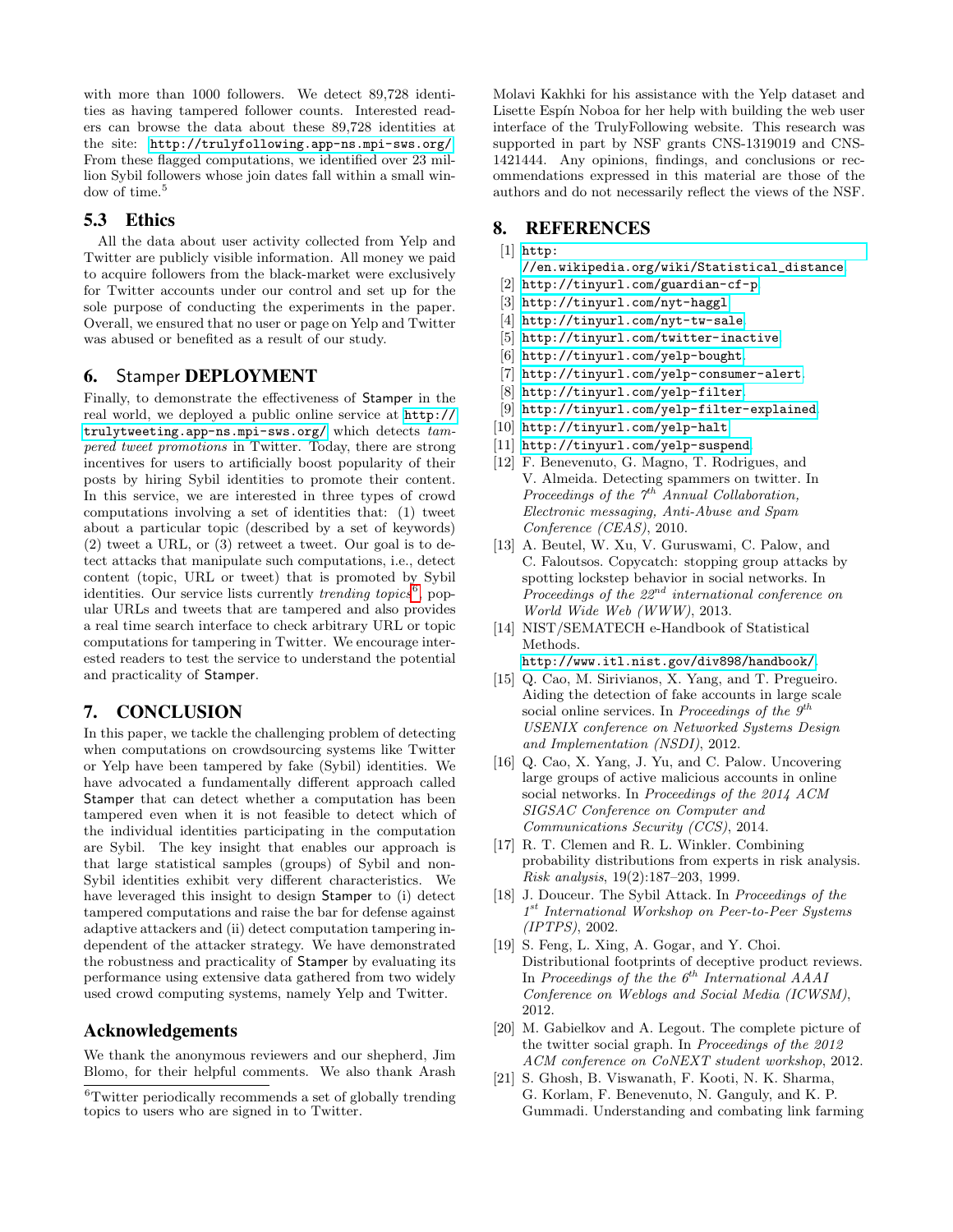with more than 1000 followers. We detect 89,728 identities as having tampered follower counts. Interested readers can browse the data about these 89,728 identities at the site: http://trulyfollowing.app-ns.mpi-sws.org/. From these flagged computations, we identified over 23 million Sybil followers whose join dates fall within a small window of time.[5]

## 5.3 Ethics

All the data about user activity collected from Yelp and Twitter are publicly visible information. All money we paid to acquire followers from the black-market were exclusively for Twitter accounts under our control and set up for the sole purpose of conducting the experiments in the paper. Overall, we ensured that no user or page on Yelp and Twitter was abused or benefited as a result of our study.

# 6. Stamper DEPLOYMENT

Finally, to demonstrate the effectiveness of Stamper in the real world, we deployed a public online service at http://trulytweeting.app-ns.mpi-sws.org/ which detects *tampered tweet promotions* in Twitter. Today, there are strong incentives for users to artificially boost popularity of their posts by hiring Sybil identities to promote their content. In this service, we are interested in three types of crowd computations involving a set of identities that: (1) tweet about a particular topic (described by a set of keywords) (2) tweet a URL, or (3) retweet a tweet. Our goal is to detect attacks that manipulate such computations, i.e., detect content (topic, URL or tweet) that is promoted by Sybil identities. Our service lists currently *trending topics*[6], popular URLs and tweets that are tampered and also provides a real time search interface to check arbitrary URL or topic computations for tampering in Twitter. We encourage interested readers to test the service to understand the potential and practicality of Stamper.

# 7. CONCLUSION

In this paper, we tackle the challenging problem of detecting when computations on crowdsourcing systems like Twitter or Yelp have been tampered by fake (Sybil) identities. We have advocated a fundamentally different approach called Stamper that can detect whether a computation has been tampered even when it is not feasible to detect which of the individual identities participating in the computation are Sybil. The key insight that enables our approach is that large statistical samples (groups) of Sybil and non-Sybil identities exhibit very different characteristics. We have leveraged this insight to design Stamper to (i) detect tampered computations and raise the bar for defense against adaptive attackers and (ii) detect computation tampering independent of the attacker strategy. We have demonstrated the robustness and practicality of Stamper by evaluating its performance using extensive data gathered from two widely used crowd computing systems, namely Yelp and Twitter.

## Acknowledgements

We thank the anonymous reviewers and our shepherd, Jim Blomo, for their helpful comments. We also thank Arash Molavi Kakhki for his assistance with the Yelp dataset and Lisette Espín Noboa for her help with building the web user interface of the TrulyFollowing website. This research was supported in part by NSF grants CNS-1319019 and CNS-1421444. Any opinions, findings, and conclusions or recommendations expressed in this material are those of the authors and do not necessarily reflect the views of the NSF.

[6]Twitter periodically recommends a set of globally trending topics to users who are signed in to Twitter.

# 8. REFERENCES

[1] http://en.wikipedia.org/wiki/Statistical_distance.

[2] http://tinyurl.com/guardian-cf-p.

[3] http://tinyurl.com/nyt-haggl.

[4] http://tinyurl.com/nyt-tw-sale.

[5] http://tinyurl.com/twitter-inactive.

[6] http://tinyurl.com/yelp-bought.

[7] http://tinyurl.com/yelp-consumer-alert.

[8] http://tinyurl.com/yelp-filter.

[9] http://tinyurl.com/yelp-filter-explained.

[10] http://tinyurl.com/yelp-halt.

[11] http://tinyurl.com/yelp-suspend.

[12] F. Benevenuto, G. Magno, T. Rodrigues, and V. Almeida. Detecting spammers on twitter. In *Proceedings of the 7th Annual Collaboration, Electronic messaging, Anti-Abuse and Spam Conference (CEAS)*, 2010.

[13] A. Beutel, W. Xu, V. Guruswami, C. Palow, and C. Faloutsos. Copycatch: stopping group attacks by spotting lockstep behavior in social networks. In *Proceedings of the 22nd international conference on World Wide Web (WWW)*, 2013.

[14] NIST/SEMATECH e-Handbook of Statistical Methods. http://www.itl.nist.gov/div898/handbook/.

[15] Q. Cao, M. Sirivianos, X. Yang, and T. Pregueiro. Aiding the detection of fake accounts in large scale social online services. In *Proceedings of the 9th USENIX conference on Networked Systems Design and Implementation (NSDI)*, 2012.

[16] Q. Cao, X. Yang, J. Yu, and C. Palow. Uncovering large groups of active malicious accounts in online social networks. In *Proceedings of the 2014 ACM SIGSAC Conference on Computer and Communications Security (CCS)*, 2014.

[17] R. T. Clemen and R. L. Winkler. Combining probability distributions from experts in risk analysis. *Risk analysis*, 19(2):187–203, 1999.

[18] J. Douceur. The Sybil Attack. In *Proceedings of the 1st International Workshop on Peer-to-Peer Systems (IPTPS)*, 2002.

[19] S. Feng, L. Xing, A. Gogar, and Y. Choi. Distributional footprints of deceptive product reviews. In *Proceedings of the the 6th International AAAI Conference on Weblogs and Social Media (ICWSM)*, 2012.

[20] M. Gabielkov and A. Legout. The complete picture of the twitter social graph. In *Proceedings of the 2012 ACM conference on CoNEXT student workshop*, 2012.

[21] S. Ghosh, B. Viswanath, F. Kooti, N. K. Sharma, G. Korlam, F. Benevenuto, N. Ganguly, and K. P. Gummadi. Understanding and combating link farming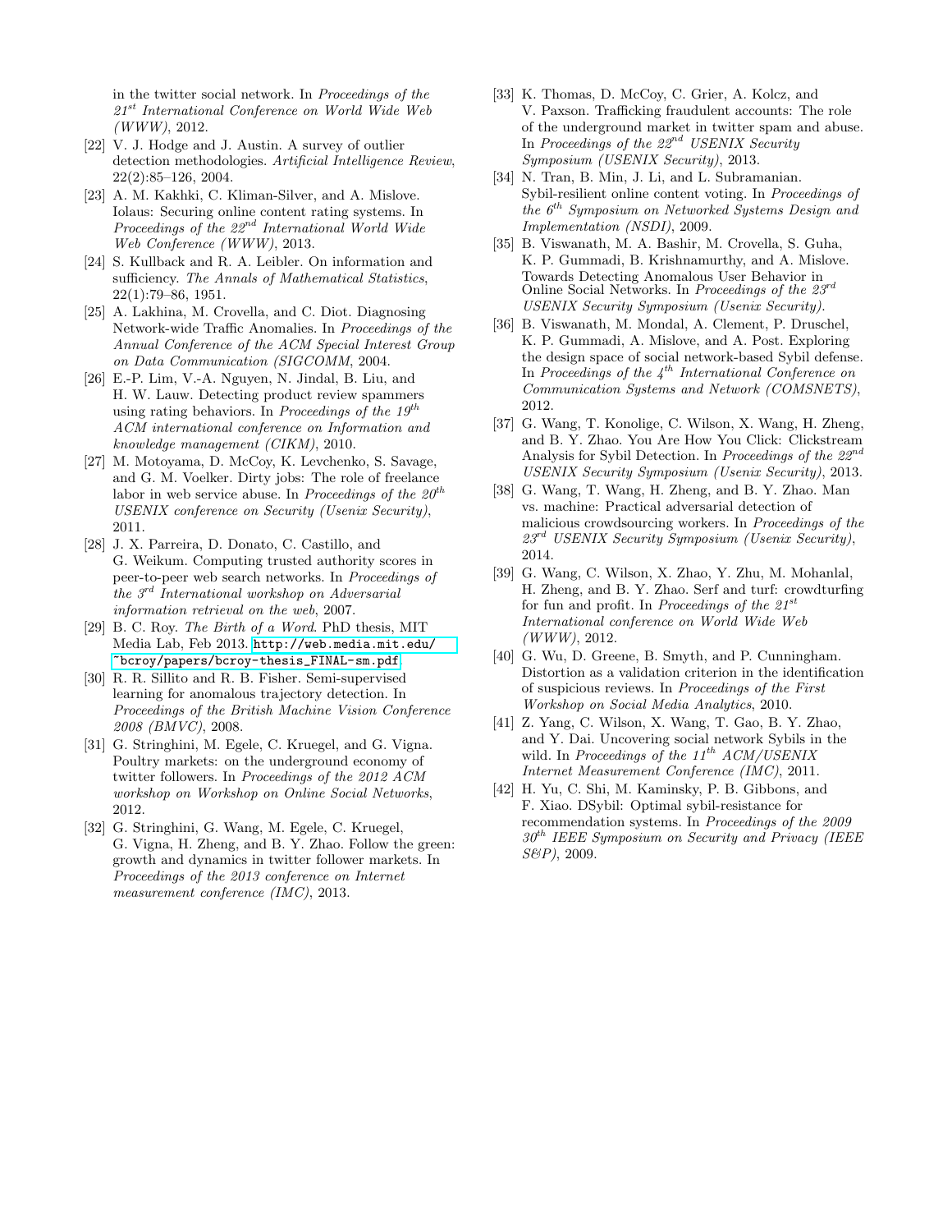in the twitter social network. In *Proceedings of the 21st International Conference on World Wide Web (WWW)*, 2012.

[22] V. J. Hodge and J. Austin. A survey of outlier detection methodologies. *Artificial Intelligence Review*, 22(2):85–126, 2004.

[23] A. M. Kakhki, C. Kliman-Silver, and A. Mislove. Iolaus: Securing online content rating systems. In *Proceedings of the 22nd International World Wide Web Conference (WWW)*, 2013.

[24] S. Kullback and R. A. Leibler. On information and sufficiency. *The Annals of Mathematical Statistics*, 22(1):79–86, 1951.

[25] A. Lakhina, M. Crovella, and C. Diot. Diagnosing Network-wide Traffic Anomalies. In *Proceedings of the Annual Conference of the ACM Special Interest Group on Data Communication (SIGCOMM*, 2004.

[26] E.-P. Lim, V.-A. Nguyen, N. Jindal, B. Liu, and H. W. Lauw. Detecting product review spammers using rating behaviors. In *Proceedings of the 19th ACM international conference on Information and knowledge management (CIKM)*, 2010.

[27] M. Motoyama, D. McCoy, K. Levchenko, S. Savage, and G. M. Voelker. Dirty jobs: The role of freelance labor in web service abuse. In *Proceedings of the 20th USENIX conference on Security (Usenix Security)*, 2011.

[28] J. X. Parreira, D. Donato, C. Castillo, and G. Weikum. Computing trusted authority scores in peer-to-peer web search networks. In *Proceedings of the 3rd International workshop on Adversarial information retrieval on the web*, 2007.

[29] B. C. Roy. *The Birth of a Word*. PhD thesis, MIT Media Lab, Feb 2013. http://web.media.mit.edu/~bcroy/papers/bcroy-thesis_FINAL-sm.pdf.

[30] R. R. Sillito and R. B. Fisher. Semi-supervised learning for anomalous trajectory detection. In *Proceedings of the British Machine Vision Conference 2008 (BMVC)*, 2008.

[31] G. Stringhini, M. Egele, C. Kruegel, and G. Vigna. Poultry markets: on the underground economy of twitter followers. In *Proceedings of the 2012 ACM workshop on Workshop on Online Social Networks*, 2012.

[32] G. Stringhini, G. Wang, M. Egele, C. Kruegel, G. Vigna, H. Zheng, and B. Y. Zhao. Follow the green: growth and dynamics in twitter follower markets. In *Proceedings of the 2013 conference on Internet measurement conference (IMC)*, 2013.

[33] K. Thomas, D. McCoy, C. Grier, A. Kolcz, and V. Paxson. Trafficking fraudulent accounts: The role of the underground market in twitter spam and abuse. In *Proceedings of the 22nd USENIX Security Symposium (USENIX Security)*, 2013.

[34] N. Tran, B. Min, J. Li, and L. Subramanian. Sybil-resilient online content voting. In *Proceedings of the 6th Symposium on Networked Systems Design and Implementation (NSDI)*, 2009.

[35] B. Viswanath, M. A. Bashir, M. Crovella, S. Guha, K. P. Gummadi, B. Krishnamurthy, and A. Mislove. Towards Detecting Anomalous User Behavior in Online Social Networks. In *Proceedings of the 23rd USENIX Security Symposium (Usenix Security)*.

[36] B. Viswanath, M. Mondal, A. Clement, P. Druschel, K. P. Gummadi, A. Mislove, and A. Post. Exploring the design space of social network-based Sybil defense. In *Proceedings of the 4th International Conference on Communication Systems and Network (COMSNETS)*, 2012.

[37] G. Wang, T. Konolige, C. Wilson, X. Wang, H. Zheng, and B. Y. Zhao. You Are How You Click: Clickstream Analysis for Sybil Detection. In *Proceedings of the 22nd USENIX Security Symposium (Usenix Security)*, 2013.

[38] G. Wang, T. Wang, H. Zheng, and B. Y. Zhao. Man vs. machine: Practical adversarial detection of malicious crowdsourcing workers. In *Proceedings of the 23rd USENIX Security Symposium (Usenix Security)*, 2014.

[39] G. Wang, C. Wilson, X. Zhao, Y. Zhu, M. Mohanlal, H. Zheng, and B. Y. Zhao. Serf and turf: crowdturfing for fun and profit. In *Proceedings of the 21st International conference on World Wide Web (WWW)*, 2012.

[40] G. Wu, D. Greene, B. Smyth, and P. Cunningham. Distortion as a validation criterion in the identification of suspicious reviews. In *Proceedings of the First Workshop on Social Media Analytics*, 2010.

[41] Z. Yang, C. Wilson, X. Wang, T. Gao, B. Y. Zhao, and Y. Dai. Uncovering social network Sybils in the wild. In *Proceedings of the 11th ACM/USENIX Internet Measurement Conference (IMC)*, 2011.

[42] H. Yu, C. Shi, M. Kaminsky, P. B. Gibbons, and F. Xiao. DSybil: Optimal sybil-resistance for recommendation systems. In *Proceedings of the 2009 30th IEEE Symposium on Security and Privacy (IEEE S&P)*, 2009.